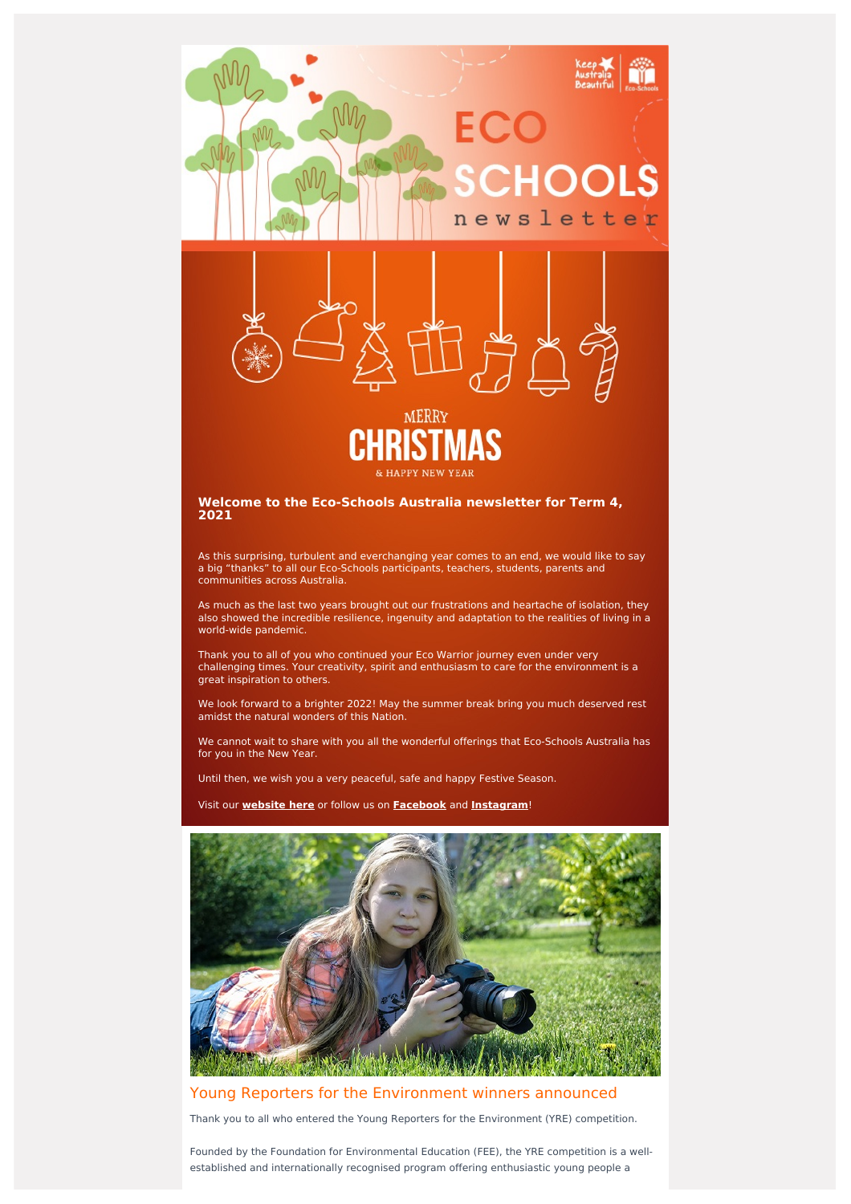# ECO SCHOOLS newsletter

MERRY

CHRISTMAS

& HAPPY NEW YEAR

**Welcome to the Eco-Schools Australia newsletter for Term 4, 2021**

As this surprising, turbulent and everchanging year comes to an end, we would like to say a big "thanks" to all our Eco-Schools participants, teachers, students, parents and communities across Australia.

As much as the last two years brought out our frustrations and heartache of isolation, they also showed the incredible resilience, ingenuity and adaptation to the realities of living in a world-wide pandemic.

Thank you to all of you who continued your Eco Warrior journey even under very challenging times. Your creativity, spirit and enthusiasm to care for the environment is a great inspiration to others.

We look forward to a brighter 2022! May the summer break bring you much deserved rest amidst the natural wonders of this Nation.

We cannot wait to share with you all the wonderful offerings that Eco-Schools Australia has for you in the New Year.

Until then, we wish you a very peaceful, safe and happy Festive Season.

Visit our **website here** or follow us on **Facebook** and **Instagram**!

## Young Reporters for the Environment winners announced

Thank you to all who entered the Young Reporters for the Environment (YRE) competition.

Founded by the Foundation for Environmental Education (FEE), the YRE competition is a well-established and internationally recognised program offering enthusiastic young people a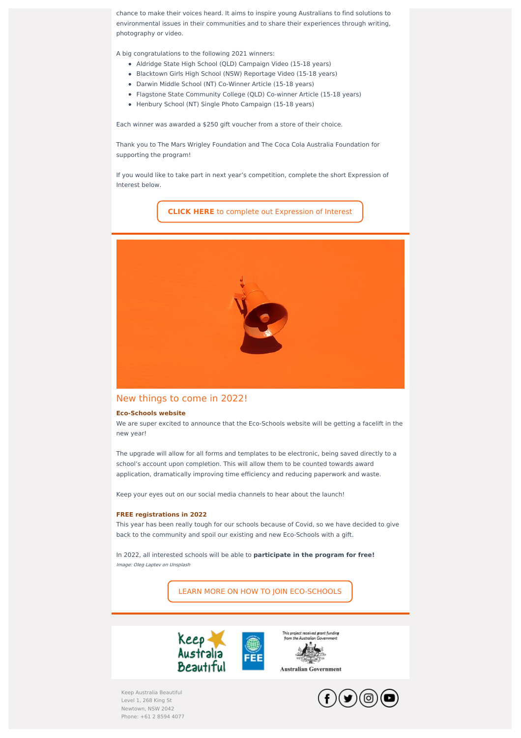chance to make their voices heard. It aims to inspire young Australians to find solutions to environmental issues in their communities and to share their experiences through writing, photography or video.

A big congratulations to the following 2021 winners:

- Aldridge State High School (QLD) Campaign Video (15-18 years)
- Blacktown Girls High School (NSW) Reportage Video (15-18 years)
- Darwin Middle School (NT) Co-Winner Article (15-18 years)
- Flagstone State Community College (QLD) Co-winner Article (15-18 years)
- Henbury School (NT) Single Photo Campaign (15-18 years)

Each winner was awarded a $250 gift voucher from a store of their choice.

Thank you to The Mars Wrigley Foundation and The Coca Cola Australia Foundation for supporting the program!

If you would like to take part in next year's competition, complete the short Expression of Interest below.

**CLICK HERE** to complete out Expression of Interest

## New things to come in 2022!

**Eco-Schools website**

We are super excited to announce that the Eco-Schools website will be getting a facelift in the new year!

The upgrade will allow for all forms and templates to be electronic, being saved directly to a school's account upon completion. This will allow them to be counted towards award application, dramatically improving time efficiency and reducing paperwork and waste.

Keep your eyes out on our social media channels to hear about the launch!

**FREE registrations in 2022**

This year has been really tough for our schools because of Covid, so we have decided to give back to the community and spoil our existing and new Eco-Schools with a gift.

In 2022, all interested schools will be able to **participate in the program for free!**

*Image: Oleg Laptev on Unsplash*

LEARN MORE ON HOW TO JOIN ECO-SCHOOLS

Keep Australia Beautiful

FEE

This project received grant funding from the Australian Government

Australian Government

Keep Australia Beautiful
Level 1, 268 King St
Newtown, NSW 2042
Phone: +61 2 8594 4077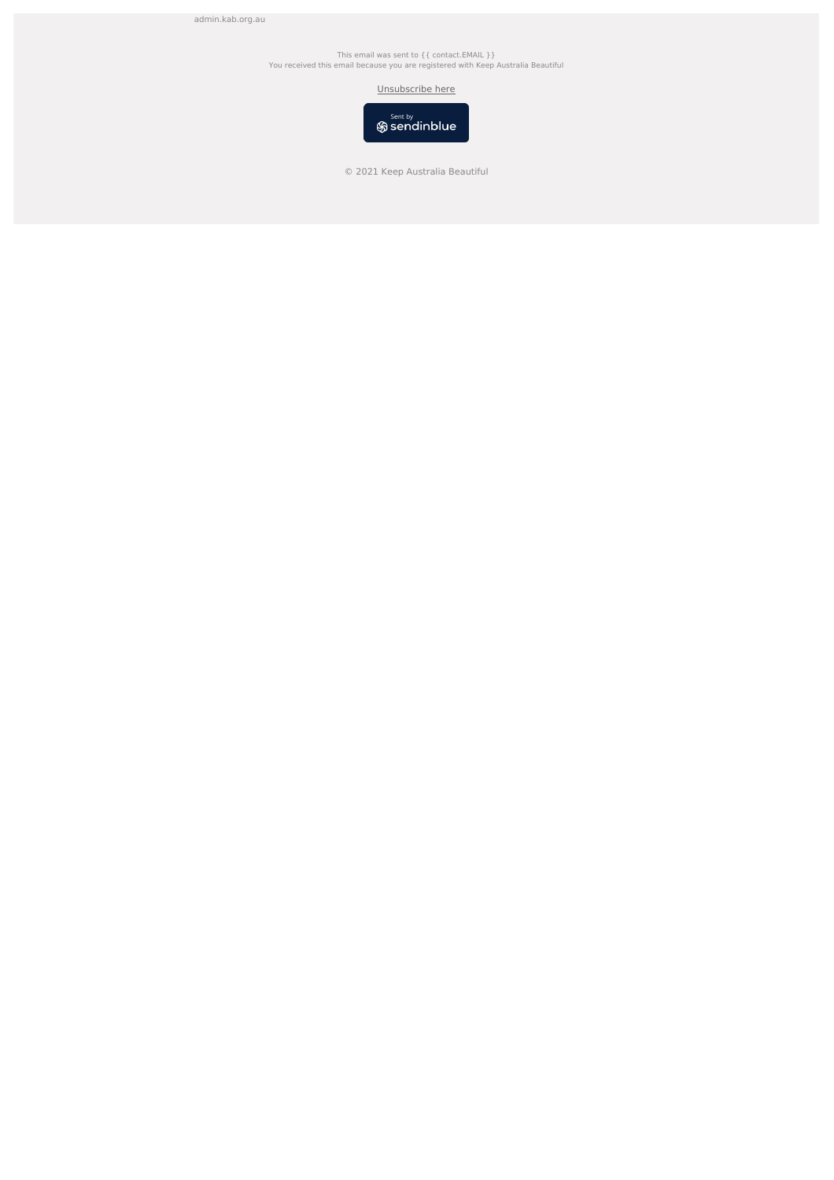admin.kab.org.au

This email was sent to {{ contact.EMAIL }}
You received this email because you are registered with Keep Australia Beautiful

Unsubscribe here

Sent by sendinblue

© 2021 Keep Australia Beautiful